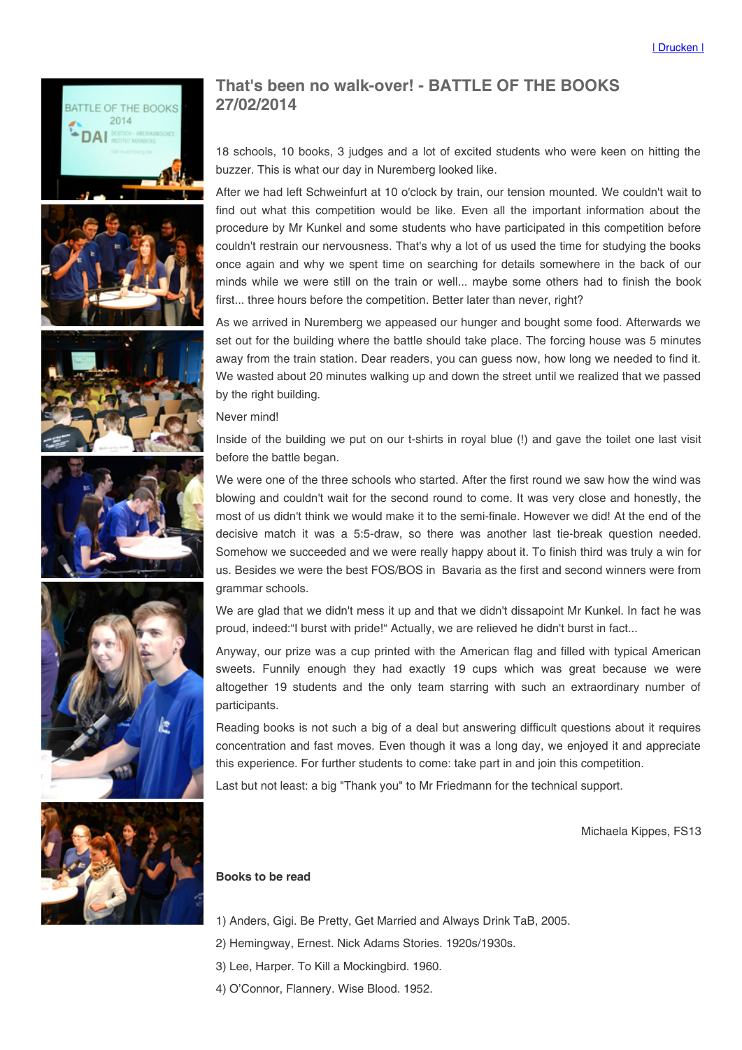| Drucken |

## That's been no walk-over! - BATTLE OF THE BOOKS 27/02/2014

18 schools, 10 books, 3 judges and a lot of excited students who were keen on hitting the buzzer. This is what our day in Nuremberg looked like.

After we had left Schweinfurt at 10 o'clock by train, our tension mounted. We couldn't wait to find out what this competition would be like. Even all the important information about the procedure by Mr Kunkel and some students who have participated in this competition before couldn't restrain our nervousness. That's why a lot of us used the time for studying the books once again and why we spent time on searching for details somewhere in the back of our minds while we were still on the train or well... maybe some others had to finish the book first... three hours before the competition. Better later than never, right?

As we arrived in Nuremberg we appeased our hunger and bought some food. Afterwards we set out for the building where the battle should take place. The forcing house was 5 minutes away from the train station. Dear readers, you can guess now, how long we needed to find it. We wasted about 20 minutes walking up and down the street until we realized that we passed by the right building.

Never mind!

Inside of the building we put on our t-shirts in royal blue (!) and gave the toilet one last visit before the battle began.

We were one of the three schools who started. After the first round we saw how the wind was blowing and couldn't wait for the second round to come. It was very close and honestly, the most of us didn't think we would make it to the semi-finale. However we did! At the end of the decisive match it was a 5:5-draw, so there was another last tie-break question needed. Somehow we succeeded and we were really happy about it. To finish third was truly a win for us. Besides we were the best FOS/BOS in Bavaria as the first and second winners were from grammar schools.

We are glad that we didn't mess it up and that we didn't dissapoint Mr Kunkel. In fact he was proud, indeed:"I burst with pride!" Actually, we are relieved he didn't burst in fact...

Anyway, our prize was a cup printed with the American flag and filled with typical American sweets. Funnily enough they had exactly 19 cups which was great because we were altogether 19 students and the only team starring with such an extraordinary number of participants.

Reading books is not such a big of a deal but answering difficult questions about it requires concentration and fast moves. Even though it was a long day, we enjoyed it and appreciate this experience. For further students to come: take part in and join this competition.

Last but not least: a big "Thank you" to Mr Friedmann for the technical support.

Michaela Kippes, FS13

**Books to be read**

1) Anders, Gigi. Be Pretty, Get Married and Always Drink TaB, 2005.

2) Hemingway, Ernest. Nick Adams Stories. 1920s/1930s.

3) Lee, Harper. To Kill a Mockingbird. 1960.

4) O'Connor, Flannery. Wise Blood. 1952.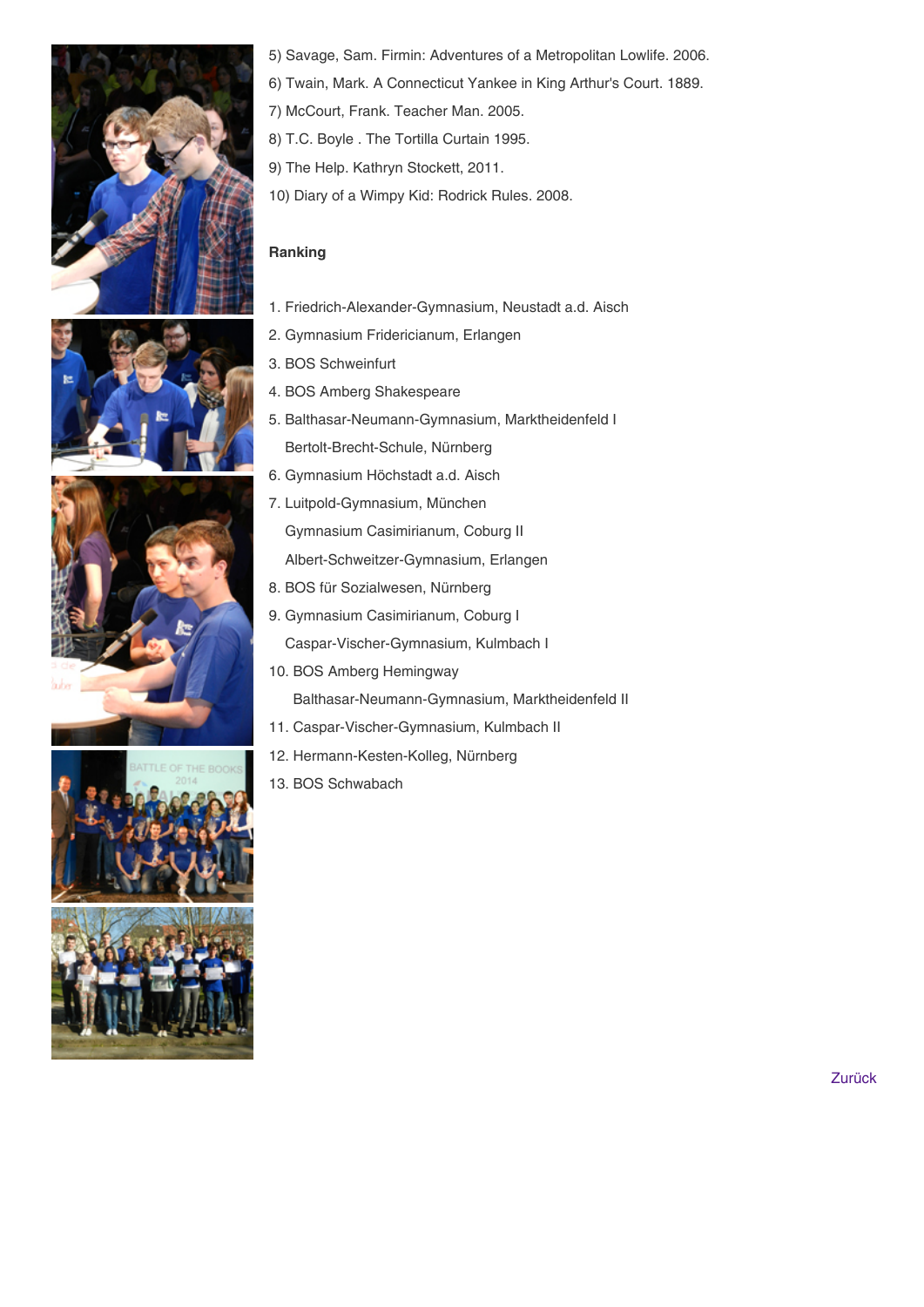5) Savage, Sam. Firmin: Adventures of a Metropolitan Lowlife. 2006.

6) Twain, Mark. A Connecticut Yankee in King Arthur's Court. 1889.

7) McCourt, Frank. Teacher Man. 2005.

8) T.C. Boyle . The Tortilla Curtain 1995.

9) The Help. Kathryn Stockett, 2011.

10) Diary of a Wimpy Kid: Rodrick Rules. 2008.

**Ranking**

1. Friedrich-Alexander-Gymnasium, Neustadt a.d. Aisch
2. Gymnasium Fridericianum, Erlangen
3. BOS Schweinfurt
4. BOS Amberg Shakespeare
5. Balthasar-Neumann-Gymnasium, Marktheidenfeld I
   Bertolt-Brecht-Schule, Nürnberg
6. Gymnasium Höchstadt a.d. Aisch
7. Luitpold-Gymnasium, München
   Gymnasium Casimirianum, Coburg II
   Albert-Schweitzer-Gymnasium, Erlangen
8. BOS für Sozialwesen, Nürnberg
9. Gymnasium Casimirianum, Coburg I
   Caspar-Vischer-Gymnasium, Kulmbach I
10. BOS Amberg Hemingway
    Balthasar-Neumann-Gymnasium, Marktheidenfeld II
11. Caspar-Vischer-Gymnasium, Kulmbach II
12. Hermann-Kesten-Kolleg, Nürnberg
13. BOS Schwabach

Zurück